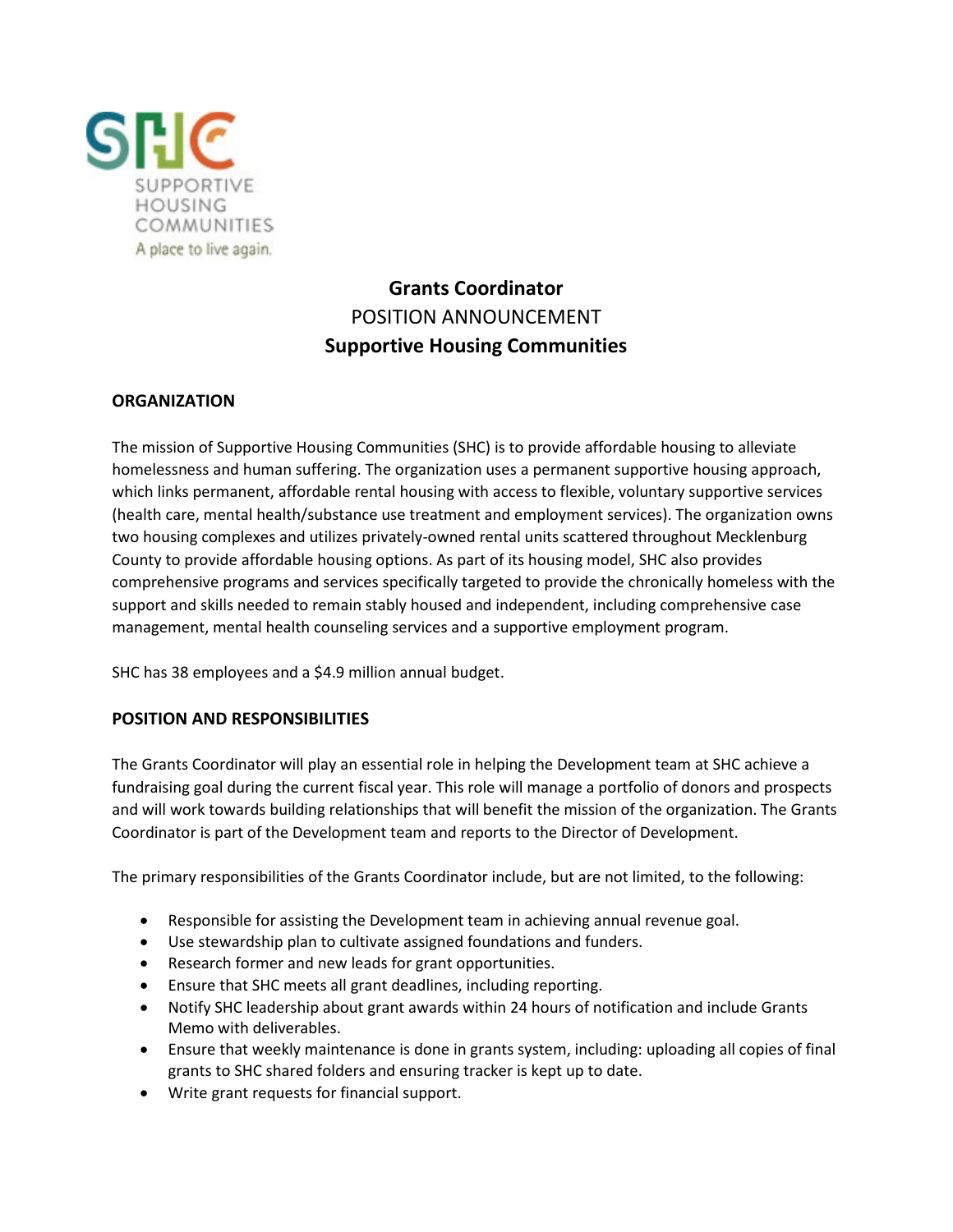# Grants Coordinator

POSITION ANNOUNCEMENT

**Supportive Housing Communities**

## ORGANIZATION

The mission of Supportive Housing Communities (SHC) is to provide affordable housing to alleviate homelessness and human suffering. The organization uses a permanent supportive housing approach, which links permanent, affordable rental housing with access to flexible, voluntary supportive services (health care, mental health/substance use treatment and employment services). The organization owns two housing complexes and utilizes privately-owned rental units scattered throughout Mecklenburg County to provide affordable housing options. As part of its housing model, SHC also provides comprehensive programs and services specifically targeted to provide the chronically homeless with the support and skills needed to remain stably housed and independent, including comprehensive case management, mental health counseling services and a supportive employment program.

SHC has 38 employees and a $4.9 million annual budget.

## POSITION AND RESPONSIBILITIES

The Grants Coordinator will play an essential role in helping the Development team at SHC achieve a fundraising goal during the current fiscal year. This role will manage a portfolio of donors and prospects and will work towards building relationships that will benefit the mission of the organization. The Grants Coordinator is part of the Development team and reports to the Director of Development.

The primary responsibilities of the Grants Coordinator include, but are not limited, to the following:

- Responsible for assisting the Development team in achieving annual revenue goal.
- Use stewardship plan to cultivate assigned foundations and funders.
- Research former and new leads for grant opportunities.
- Ensure that SHC meets all grant deadlines, including reporting.
- Notify SHC leadership about grant awards within 24 hours of notification and include Grants Memo with deliverables.
- Ensure that weekly maintenance is done in grants system, including: uploading all copies of final grants to SHC shared folders and ensuring tracker is kept up to date.
- Write grant requests for financial support.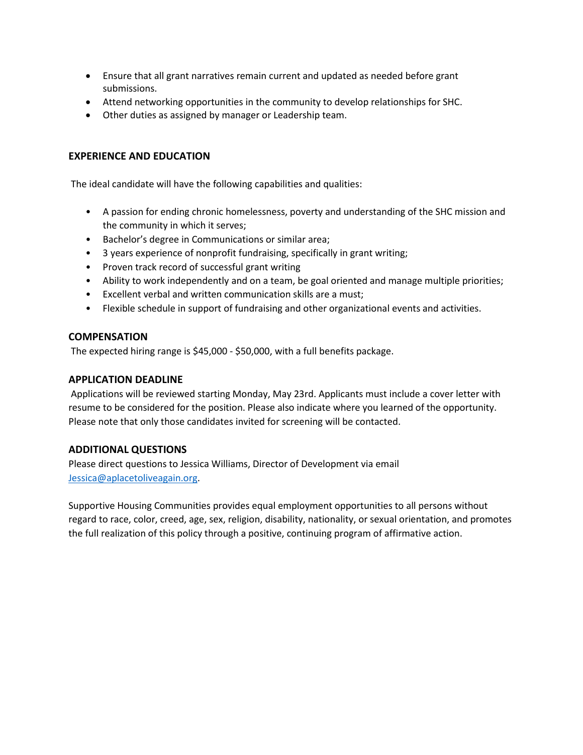- Ensure that all grant narratives remain current and updated as needed before grant submissions.
- Attend networking opportunities in the community to develop relationships for SHC.
- Other duties as assigned by manager or Leadership team.

## EXPERIENCE AND EDUCATION

The ideal candidate will have the following capabilities and qualities:

- A passion for ending chronic homelessness, poverty and understanding of the SHC mission and the community in which it serves;
- Bachelor's degree in Communications or similar area;
- 3 years experience of nonprofit fundraising, specifically in grant writing;
- Proven track record of successful grant writing
- Ability to work independently and on a team, be goal oriented and manage multiple priorities;
- Excellent verbal and written communication skills are a must;
- Flexible schedule in support of fundraising and other organizational events and activities.

## COMPENSATION

The expected hiring range is $45,000 - $50,000, with a full benefits package.

## APPLICATION DEADLINE

Applications will be reviewed starting Monday, May 23rd. Applicants must include a cover letter with resume to be considered for the position. Please also indicate where you learned of the opportunity. Please note that only those candidates invited for screening will be contacted.

## ADDITIONAL QUESTIONS

Please direct questions to Jessica Williams, Director of Development via email [Jessica@aplacetoliveagain.org](mailto:Jessica@aplacetoliveagain.org).

Supportive Housing Communities provides equal employment opportunities to all persons without regard to race, color, creed, age, sex, religion, disability, nationality, or sexual orientation, and promotes the full realization of this policy through a positive, continuing program of affirmative action.